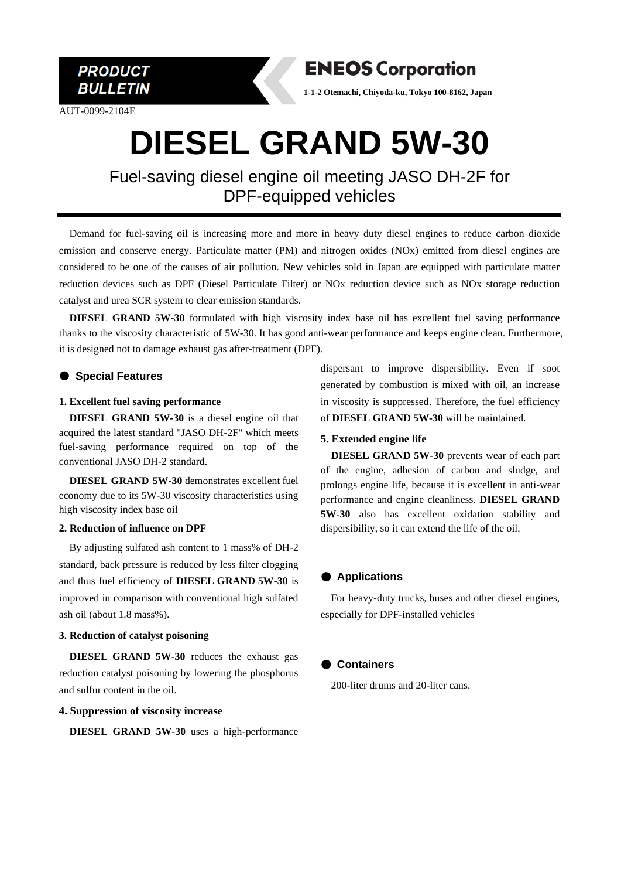PRODUCT BULLETIN

**ENEOS Corporation**

**1-1-2 Otemachi, Chiyoda-ku, Tokyo 100-8162, Japan**

AUT-0099-2104E

# DIESEL GRAND 5W-30

## Fuel-saving diesel engine oil meeting JASO DH-2F for DPF-equipped vehicles

Demand for fuel-saving oil is increasing more and more in heavy duty diesel engines to reduce carbon dioxide emission and conserve energy. Particulate matter (PM) and nitrogen oxides (NOx) emitted from diesel engines are considered to be one of the causes of air pollution. New vehicles sold in Japan are equipped with particulate matter reduction devices such as DPF (Diesel Particulate Filter) or NOx reduction device such as NOx storage reduction catalyst and urea SCR system to clear emission standards.

**DIESEL GRAND 5W-30** formulated with high viscosity index base oil has excellent fuel saving performance thanks to the viscosity characteristic of 5W-30. It has good anti-wear performance and keeps engine clean. Furthermore, it is designed not to damage exhaust gas after-treatment (DPF).

### ● Special Features

**1. Excellent fuel saving performance**

**DIESEL GRAND 5W-30** is a diesel engine oil that acquired the latest standard "JASO DH-2F" which meets fuel-saving performance required on top of the conventional JASO DH-2 standard.

**DIESEL GRAND 5W-30** demonstrates excellent fuel economy due to its 5W-30 viscosity characteristics using high viscosity index base oil

**2. Reduction of influence on DPF**

By adjusting sulfated ash content to 1 mass% of DH-2 standard, back pressure is reduced by less filter clogging and thus fuel efficiency of **DIESEL GRAND 5W-30** is improved in comparison with conventional high sulfated ash oil (about 1.8 mass%).

**3. Reduction of catalyst poisoning**

**DIESEL GRAND 5W-30** reduces the exhaust gas reduction catalyst poisoning by lowering the phosphorus and sulfur content in the oil.

**4. Suppression of viscosity increase**

**DIESEL GRAND 5W-30** uses a high-performance dispersant to improve dispersibility. Even if soot generated by combustion is mixed with oil, an increase in viscosity is suppressed. Therefore, the fuel efficiency of **DIESEL GRAND 5W-30** will be maintained.

**5. Extended engine life**

**DIESEL GRAND 5W-30** prevents wear of each part of the engine, adhesion of carbon and sludge, and prolongs engine life, because it is excellent in anti-wear performance and engine cleanliness. **DIESEL GRAND 5W-30** also has excellent oxidation stability and dispersibility, so it can extend the life of the oil.

### ● Applications

For heavy-duty trucks, buses and other diesel engines, especially for DPF-installed vehicles

### ● Containers

200-liter drums and 20-liter cans.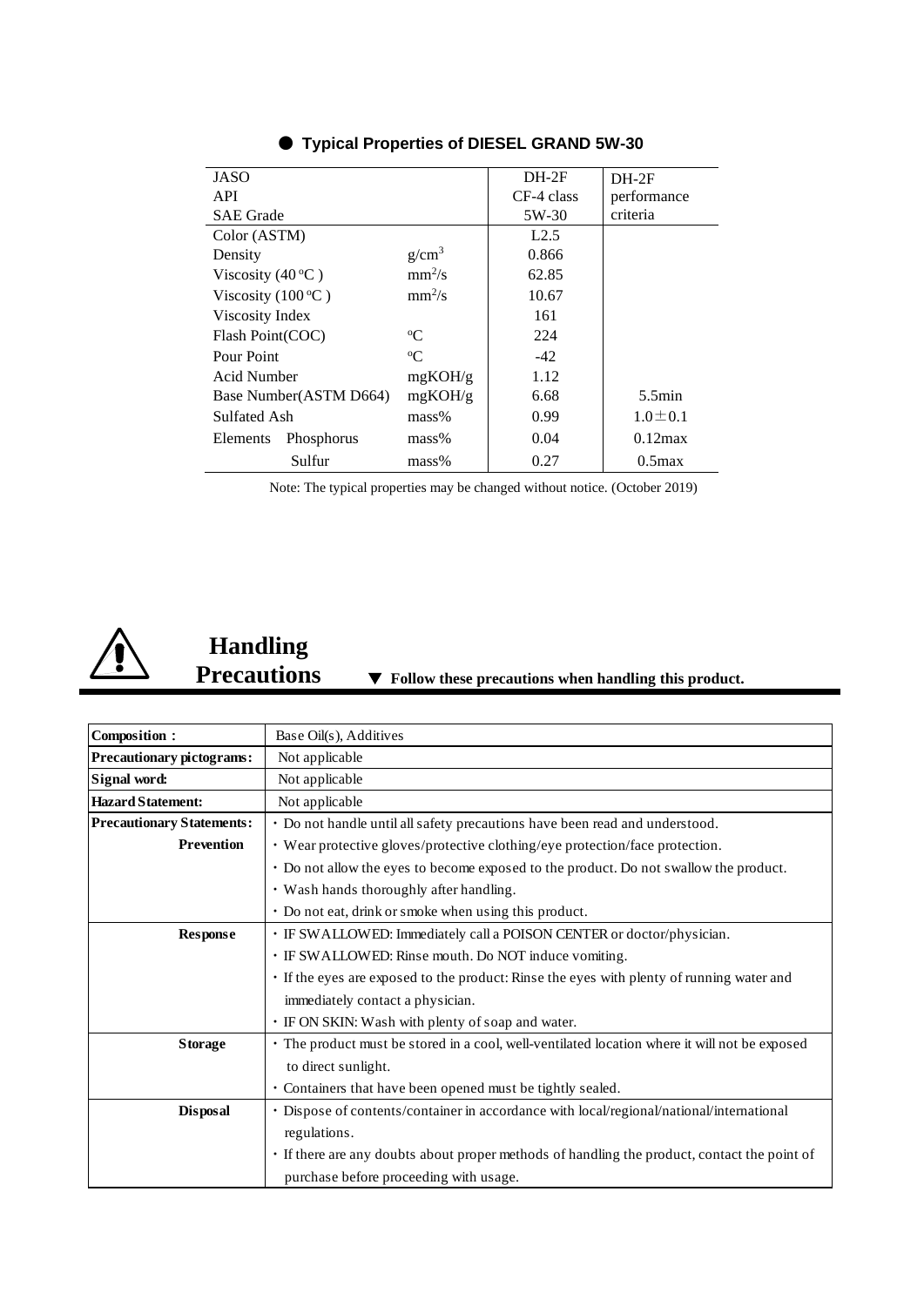## ● Typical Properties of DIESEL GRAND 5W-30

| | | | |
|---|---|---|---|
| JASO<br>API<br>SAE Grade | | DH-2F<br>CF-4 class<br>5W-30 | DH-2F<br>performance<br>criteria |
| Color (ASTM) | | L2.5 | |
| Density | $g/cm^3$ | 0.866 | |
| Viscosity (40 ºC ) | $mm^2/s$ | 62.85 | |
| Viscosity (100 ºC ) | $mm^2/s$ | 10.67 | |
| Viscosity Index | | 161 | |
| Flash Point(COC) | ºC | 224 | |
| Pour Point | ºC | -42 | |
| Acid Number | mgKOH/g | 1.12 | |
| Base Number(ASTM D664) | mgKOH/g | 6.68 | 5.5min |
| Sulfated Ash | mass% | 0.99 | $1.0 \pm 0.1$ |
| Elements Phosphorus | mass% | 0.04 | 0.12max |
| Sulfur | mass% | 0.27 | 0.5max |

Note: The typical properties may be changed without notice. (October 2019)

## Handling Precautions

▼ **Follow these precautions when handling this product.**

| | |
|---|---|
| **Composition :** | Base Oil(s), Additives |
| **Precautionary pictograms:** | Not applicable |
| **Signal word:** | Not applicable |
| **Hazard Statement:** | Not applicable |
| **Precautionary Statements:**<br>**Prevention** | ・Do not handle until all safety precautions have been read and understood.<br>・Wear protective gloves/protective clothing/eye protection/face protection.<br>・Do not allow the eyes to become exposed to the product. Do not swallow the product.<br>・Wash hands thoroughly after handling.<br>・Do not eat, drink or smoke when using this product. |
| **Response** | ・IF SWALLOWED: Immediately call a POISON CENTER or doctor/physician.<br>・IF SWALLOWED: Rinse mouth. Do NOT induce vomiting.<br>・If the eyes are exposed to the product: Rinse the eyes with plenty of running water and immediately contact a physician.<br>・IF ON SKIN: Wash with plenty of soap and water. |
| **Storage** | ・The product must be stored in a cool, well-ventilated location where it will not be exposed to direct sunlight.<br>・Containers that have been opened must be tightly sealed. |
| **Disposal** | ・Dispose of contents/container in accordance with local/regional/national/international regulations.<br>・If there are any doubts about proper methods of handling the product, contact the point of purchase before proceeding with usage. |